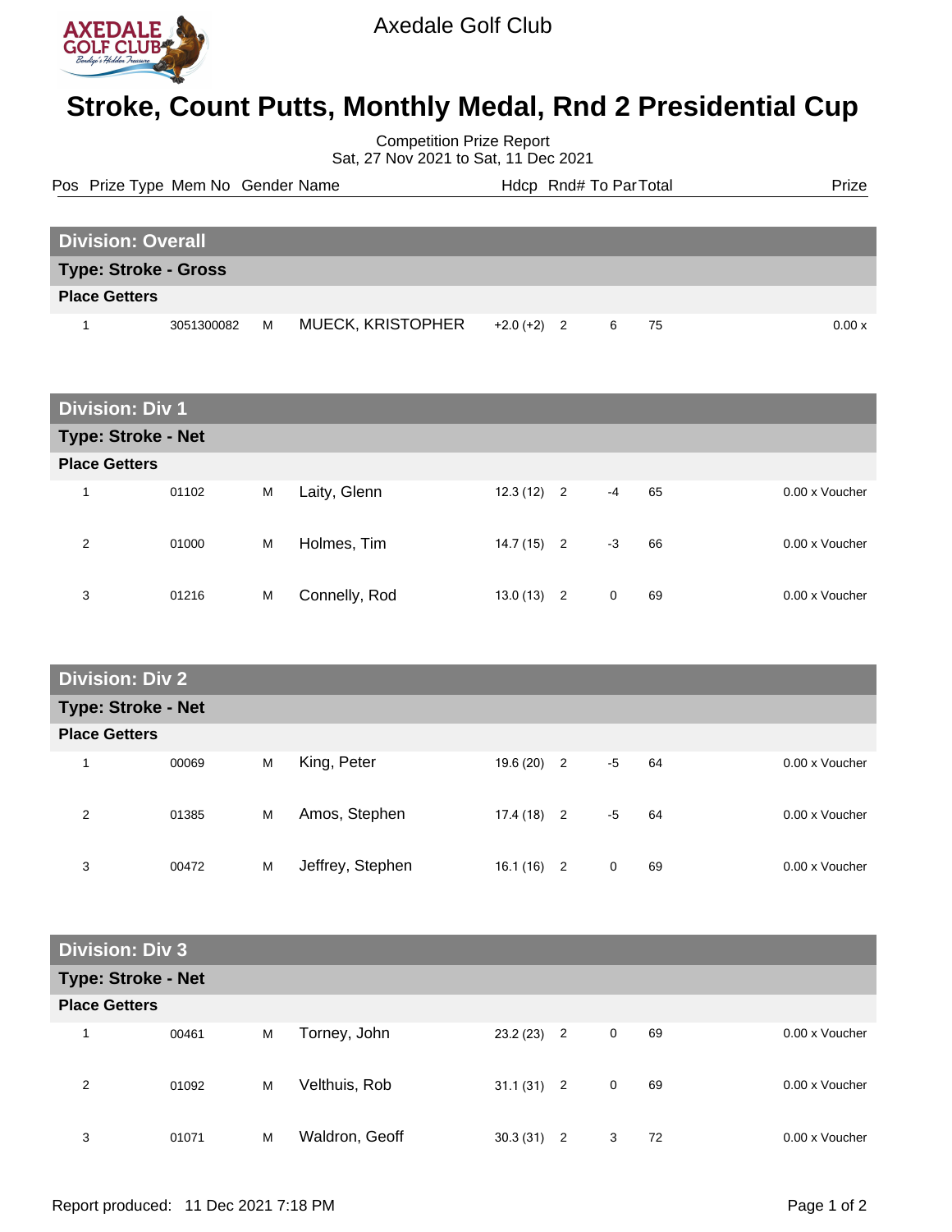Axedale Golf Club

# Stroke, Count Putts, Monthly Medal, Rnd 2 Presidential Cup

Competition Prize Report
Sat, 27 Nov 2021 to Sat, 11 Dec 2021

| Pos | Prize Type | Mem No | Gender | Name | Hdcp | Rnd# | To Par | Total | Prize |
|---|---|---|---|---|---|---|---|---|---|
| **Division: Overall** | | | | | | | | | |
| **Type: Stroke - Gross** | | | | | | | | | |
| **Place Getters** | | | | | | | | | |
| 1 | | 3051300082 | M | MUECK, KRISTOPHER | +2.0 (+2) | 2 | 6 | 75 | 0.00 x |
| **Division: Div 1** | | | | | | | | | |
| **Type: Stroke - Net** | | | | | | | | | |
| **Place Getters** | | | | | | | | | |
| 1 | | 01102 | M | Laity, Glenn | 12.3 (12) | 2 | -4 | 65 | 0.00 x Voucher |
| 2 | | 01000 | M | Holmes, Tim | 14.7 (15) | 2 | -3 | 66 | 0.00 x Voucher |
| 3 | | 01216 | M | Connelly, Rod | 13.0 (13) | 2 | 0 | 69 | 0.00 x Voucher |
| **Division: Div 2** | | | | | | | | | |
| **Type: Stroke - Net** | | | | | | | | | |
| **Place Getters** | | | | | | | | | |
| 1 | | 00069 | M | King, Peter | 19.6 (20) | 2 | -5 | 64 | 0.00 x Voucher |
| 2 | | 01385 | M | Amos, Stephen | 17.4 (18) | 2 | -5 | 64 | 0.00 x Voucher |
| 3 | | 00472 | M | Jeffrey, Stephen | 16.1 (16) | 2 | 0 | 69 | 0.00 x Voucher |
| **Division: Div 3** | | | | | | | | | |
| **Type: Stroke - Net** | | | | | | | | | |
| **Place Getters** | | | | | | | | | |
| 1 | | 00461 | M | Torney, John | 23.2 (23) | 2 | 0 | 69 | 0.00 x Voucher |
| 2 | | 01092 | M | Velthuis, Rob | 31.1 (31) | 2 | 0 | 69 | 0.00 x Voucher |
| 3 | | 01071 | M | Waldron, Geoff | 30.3 (31) | 2 | 3 | 72 | 0.00 x Voucher |

Report produced: 11 Dec 2021 7:18 PM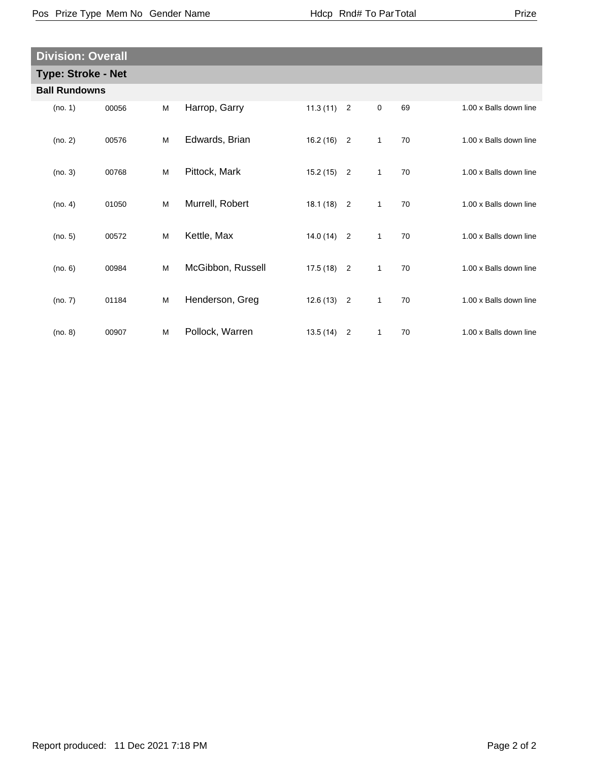## Division: Overall

### Type: Stroke - Net

**Ball Rundowns**

| Pos | Prize Type | Mem No | Gender | Name | Hdcp | Rnd# | To Par | Total | Prize |
|---|---|---|---|---|---|---|---|---|---|
| (no. 1) | | 00056 | M | Harrop, Garry | 11.3 (11) | 2 | 0 | 69 | 1.00 x Balls down line |
| (no. 2) | | 00576 | M | Edwards, Brian | 16.2 (16) | 2 | 1 | 70 | 1.00 x Balls down line |
| (no. 3) | | 00768 | M | Pittock, Mark | 15.2 (15) | 2 | 1 | 70 | 1.00 x Balls down line |
| (no. 4) | | 01050 | M | Murrell, Robert | 18.1 (18) | 2 | 1 | 70 | 1.00 x Balls down line |
| (no. 5) | | 00572 | M | Kettle, Max | 14.0 (14) | 2 | 1 | 70 | 1.00 x Balls down line |
| (no. 6) | | 00984 | M | McGibbon, Russell | 17.5 (18) | 2 | 1 | 70 | 1.00 x Balls down line |
| (no. 7) | | 01184 | M | Henderson, Greg | 12.6 (13) | 2 | 1 | 70 | 1.00 x Balls down line |
| (no. 8) | | 00907 | M | Pollock, Warren | 13.5 (14) | 2 | 1 | 70 | 1.00 x Balls down line |

Report produced: 11 Dec 2021 7:18 PM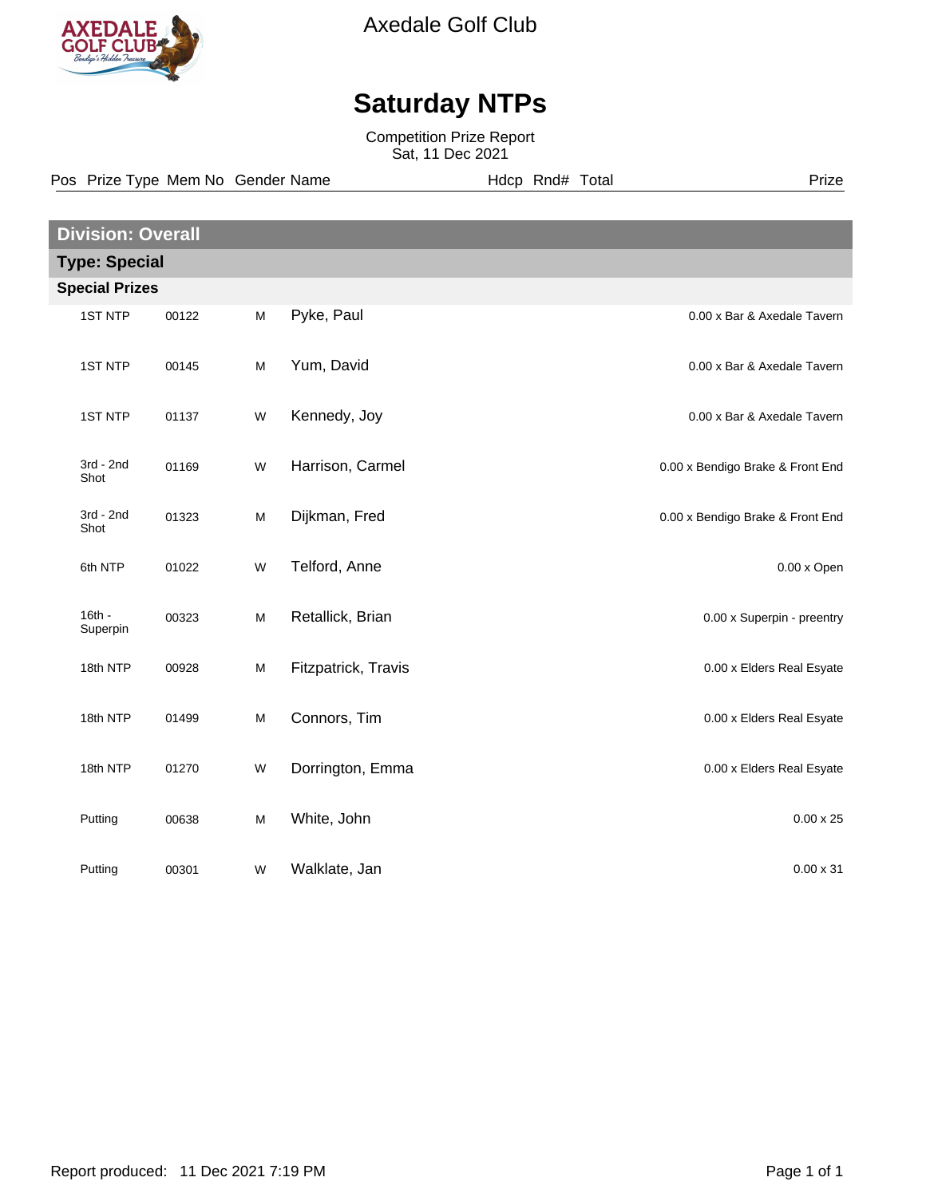Axedale Golf Club

# Saturday NTPs

Competition Prize Report
Sat, 11 Dec 2021

## Division: Overall

### Type: Special

#### Special Prizes

| Pos | Prize Type | Mem No | Gender | Name | Hdcp | Rnd# | Total | Prize |
|---|---|---|---|---|---|---|---|---|
| | 1ST NTP | 00122 | M | Pyke, Paul | | | | 0.00 x Bar & Axedale Tavern |
| | 1ST NTP | 00145 | M | Yum, David | | | | 0.00 x Bar & Axedale Tavern |
| | 1ST NTP | 01137 | W | Kennedy, Joy | | | | 0.00 x Bar & Axedale Tavern |
| | 3rd - 2nd Shot | 01169 | W | Harrison, Carmel | | | | 0.00 x Bendigo Brake & Front End |
| | 3rd - 2nd Shot | 01323 | M | Dijkman, Fred | | | | 0.00 x Bendigo Brake & Front End |
| | 6th NTP | 01022 | W | Telford, Anne | | | | 0.00 x Open |
| | 16th - Superpin | 00323 | M | Retallick, Brian | | | | 0.00 x Superpin - preentry |
| | 18th NTP | 00928 | M | Fitzpatrick, Travis | | | | 0.00 x Elders Real Esyate |
| | 18th NTP | 01499 | M | Connors, Tim | | | | 0.00 x Elders Real Esyate |
| | 18th NTP | 01270 | W | Dorrington, Emma | | | | 0.00 x Elders Real Esyate |
| | Putting | 00638 | M | White, John | | | | 0.00 x 25 |
| | Putting | 00301 | W | Walklate, Jan | | | | 0.00 x 31 |

Report produced: 11 Dec 2021 7:19 PM